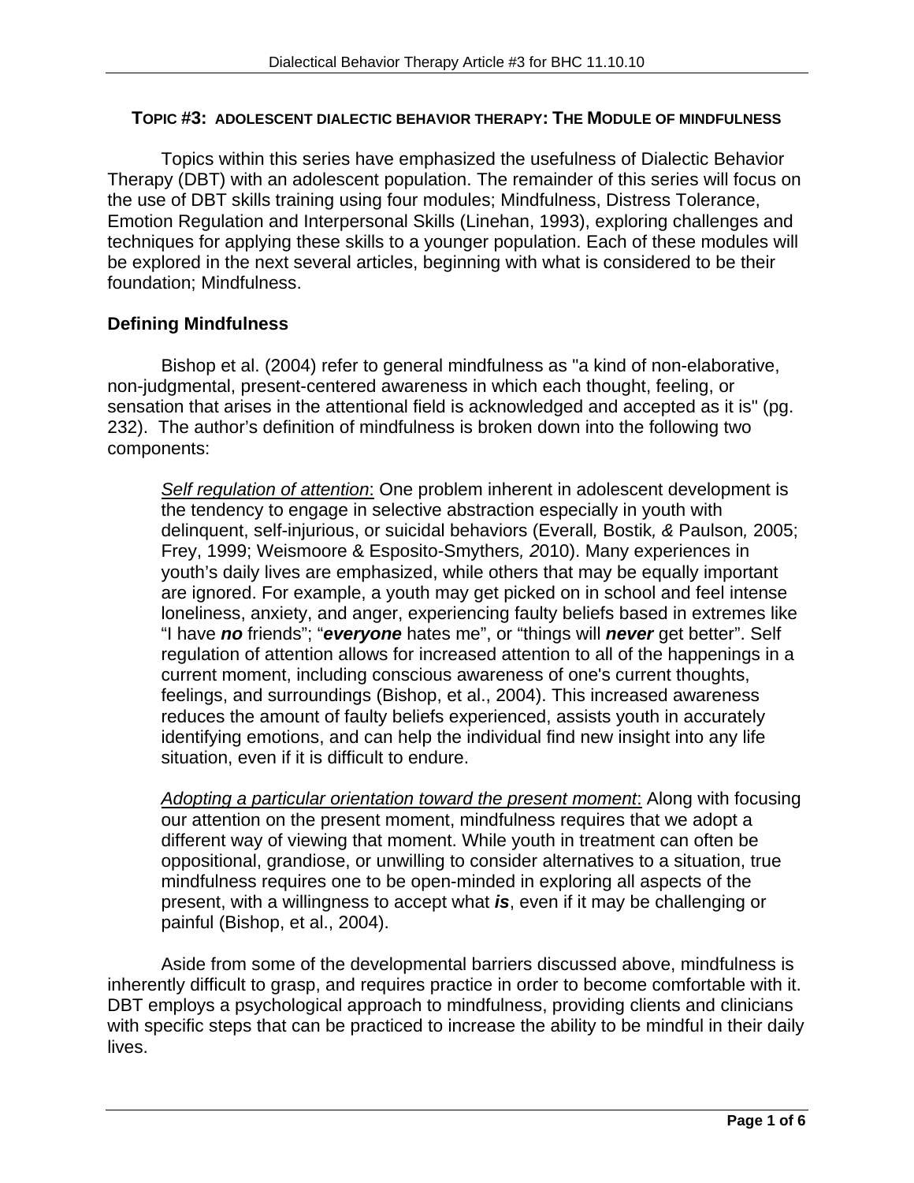### TOPIC #3: ADOLESCENT DIALECTIC BEHAVIOR THERAPY: THE MODULE OF MINDFULNESS

Topics within this series have emphasized the usefulness of Dialectic Behavior Therapy (DBT) with an adolescent population. The remainder of this series will focus on the use of DBT skills training using four modules; Mindfulness, Distress Tolerance, Emotion Regulation and Interpersonal Skills (Linehan, 1993), exploring challenges and techniques for applying these skills to a younger population. Each of these modules will be explored in the next several articles, beginning with what is considered to be their foundation; Mindfulness.

## Defining Mindfulness

Bishop et al. (2004) refer to general mindfulness as "a kind of non-elaborative, non-judgmental, present-centered awareness in which each thought, feeling, or sensation that arises in the attentional field is acknowledged and accepted as it is" (pg. 232). The author's definition of mindfulness is broken down into the following two components:

> *Self regulation of attention*: One problem inherent in adolescent development is the tendency to engage in selective abstraction especially in youth with delinquent, self-injurious, or suicidal behaviors (Everall*,* Bostik*, &* Paulson*,* 2005; Frey, 1999; Weismoore & Esposito-Smythers*, 2*010). Many experiences in youth's daily lives are emphasized, while others that may be equally important are ignored. For example, a youth may get picked on in school and feel intense loneliness, anxiety, and anger, experiencing faulty beliefs based in extremes like "I have ***no*** friends"; "***everyone*** hates me", or "things will ***never*** get better". Self regulation of attention allows for increased attention to all of the happenings in a current moment, including conscious awareness of one's current thoughts, feelings, and surroundings (Bishop, et al., 2004). This increased awareness reduces the amount of faulty beliefs experienced, assists youth in accurately identifying emotions, and can help the individual find new insight into any life situation, even if it is difficult to endure.
>
> *Adopting a particular orientation toward the present moment*: Along with focusing our attention on the present moment, mindfulness requires that we adopt a different way of viewing that moment. While youth in treatment can often be oppositional, grandiose, or unwilling to consider alternatives to a situation, true mindfulness requires one to be open-minded in exploring all aspects of the present, with a willingness to accept what ***is***, even if it may be challenging or painful (Bishop, et al., 2004).

Aside from some of the developmental barriers discussed above, mindfulness is inherently difficult to grasp, and requires practice in order to become comfortable with it. DBT employs a psychological approach to mindfulness, providing clients and clinicians with specific steps that can be practiced to increase the ability to be mindful in their daily lives.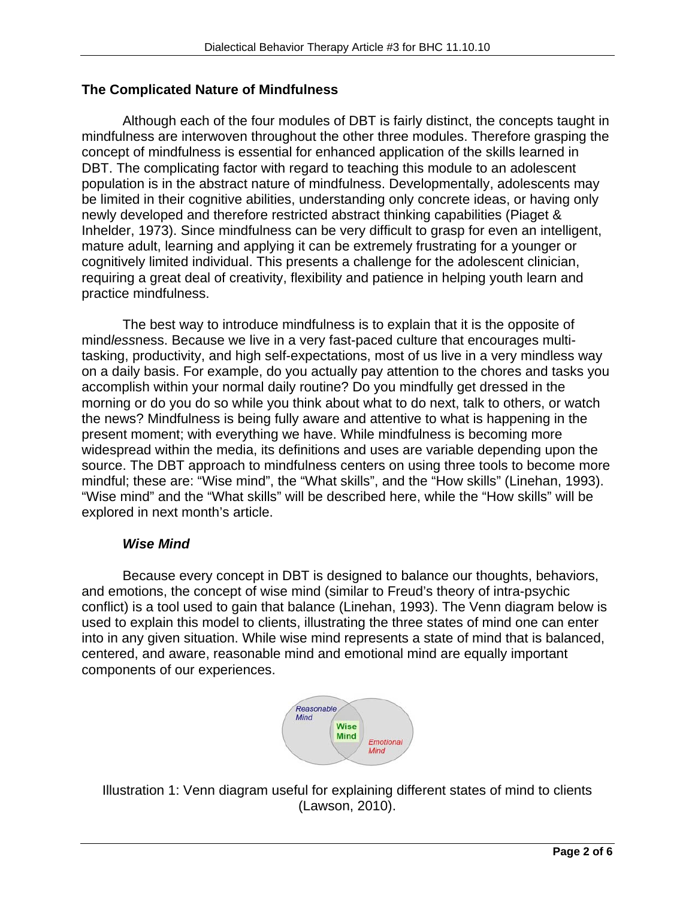## The Complicated Nature of Mindfulness

Although each of the four modules of DBT is fairly distinct, the concepts taught in mindfulness are interwoven throughout the other three modules. Therefore grasping the concept of mindfulness is essential for enhanced application of the skills learned in DBT. The complicating factor with regard to teaching this module to an adolescent population is in the abstract nature of mindfulness. Developmentally, adolescents may be limited in their cognitive abilities, understanding only concrete ideas, or having only newly developed and therefore restricted abstract thinking capabilities (Piaget & Inhelder, 1973). Since mindfulness can be very difficult to grasp for even an intelligent, mature adult, learning and applying it can be extremely frustrating for a younger or cognitively limited individual. This presents a challenge for the adolescent clinician, requiring a great deal of creativity, flexibility and patience in helping youth learn and practice mindfulness.

The best way to introduce mindfulness is to explain that it is the opposite of mind*less*ness. Because we live in a very fast-paced culture that encourages multi-tasking, productivity, and high self-expectations, most of us live in a very mindless way on a daily basis. For example, do you actually pay attention to the chores and tasks you accomplish within your normal daily routine? Do you mindfully get dressed in the morning or do you do so while you think about what to do next, talk to others, or watch the news? Mindfulness is being fully aware and attentive to what is happening in the present moment; with everything we have. While mindfulness is becoming more widespread within the media, its definitions and uses are variable depending upon the source. The DBT approach to mindfulness centers on using three tools to become more mindful; these are: "Wise mind", the "What skills", and the "How skills" (Linehan, 1993). "Wise mind" and the "What skills" will be described here, while the "How skills" will be explored in next month's article.

### ***Wise Mind***

Because every concept in DBT is designed to balance our thoughts, behaviors, and emotions, the concept of wise mind (similar to Freud's theory of intra-psychic conflict) is a tool used to gain that balance (Linehan, 1993). The Venn diagram below is used to explain this model to clients, illustrating the three states of mind one can enter into in any given situation. While wise mind represents a state of mind that is balanced, centered, and aware, reasonable mind and emotional mind are equally important components of our experiences.

Reasonable Mind | Wise Mind | Emotional Mind

Illustration 1: Venn diagram useful for explaining different states of mind to clients (Lawson, 2010).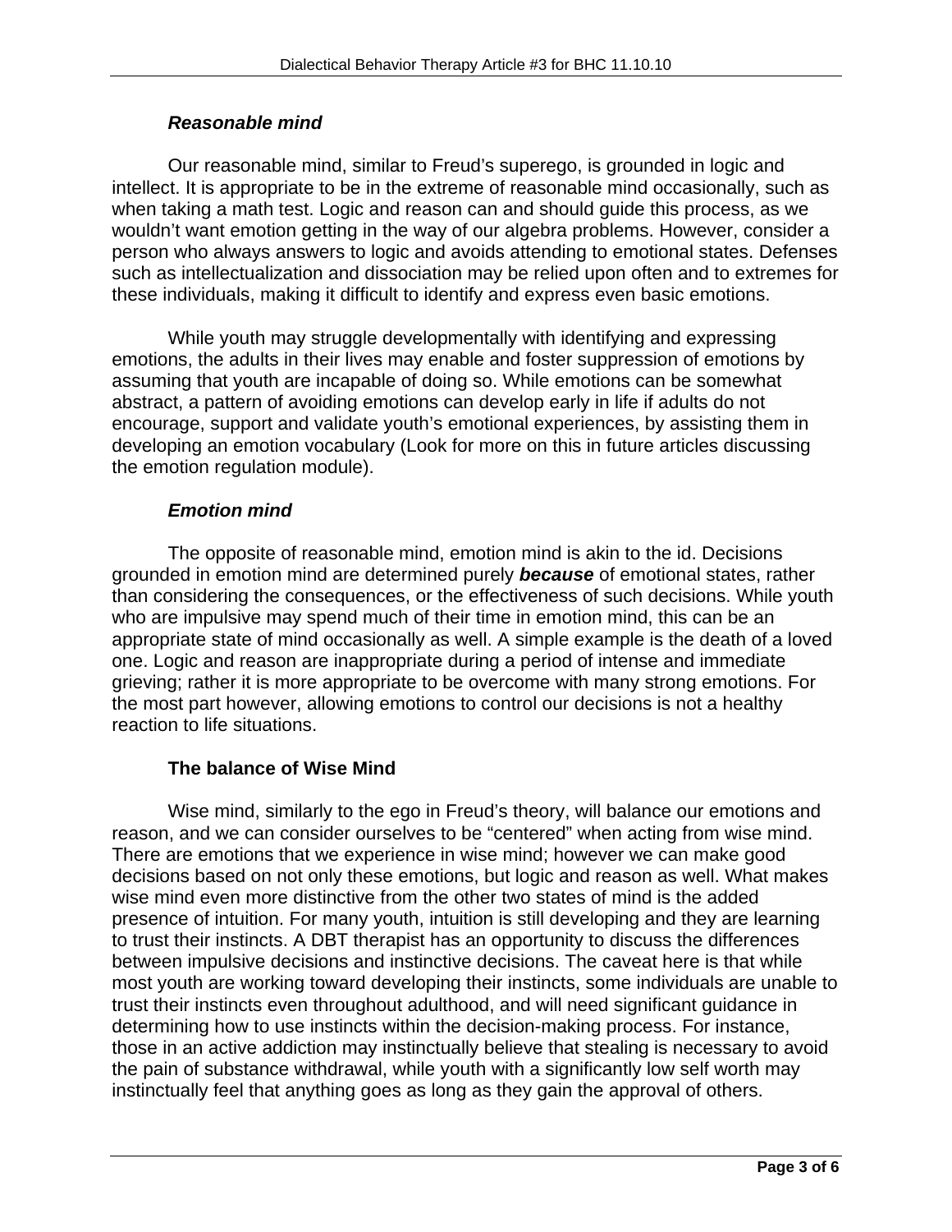### *Reasonable mind*

Our reasonable mind, similar to Freud's superego, is grounded in logic and intellect. It is appropriate to be in the extreme of reasonable mind occasionally, such as when taking a math test. Logic and reason can and should guide this process, as we wouldn't want emotion getting in the way of our algebra problems. However, consider a person who always answers to logic and avoids attending to emotional states. Defenses such as intellectualization and dissociation may be relied upon often and to extremes for these individuals, making it difficult to identify and express even basic emotions.

While youth may struggle developmentally with identifying and expressing emotions, the adults in their lives may enable and foster suppression of emotions by assuming that youth are incapable of doing so. While emotions can be somewhat abstract, a pattern of avoiding emotions can develop early in life if adults do not encourage, support and validate youth's emotional experiences, by assisting them in developing an emotion vocabulary (Look for more on this in future articles discussing the emotion regulation module).

### *Emotion mind*

The opposite of reasonable mind, emotion mind is akin to the id. Decisions grounded in emotion mind are determined purely ***because*** of emotional states, rather than considering the consequences, or the effectiveness of such decisions. While youth who are impulsive may spend much of their time in emotion mind, this can be an appropriate state of mind occasionally as well. A simple example is the death of a loved one. Logic and reason are inappropriate during a period of intense and immediate grieving; rather it is more appropriate to be overcome with many strong emotions. For the most part however, allowing emotions to control our decisions is not a healthy reaction to life situations.

### The balance of Wise Mind

Wise mind, similarly to the ego in Freud's theory, will balance our emotions and reason, and we can consider ourselves to be "centered" when acting from wise mind. There are emotions that we experience in wise mind; however we can make good decisions based on not only these emotions, but logic and reason as well. What makes wise mind even more distinctive from the other two states of mind is the added presence of intuition. For many youth, intuition is still developing and they are learning to trust their instincts. A DBT therapist has an opportunity to discuss the differences between impulsive decisions and instinctive decisions. The caveat here is that while most youth are working toward developing their instincts, some individuals are unable to trust their instincts even throughout adulthood, and will need significant guidance in determining how to use instincts within the decision-making process. For instance, those in an active addiction may instinctually believe that stealing is necessary to avoid the pain of substance withdrawal, while youth with a significantly low self worth may instinctually feel that anything goes as long as they gain the approval of others.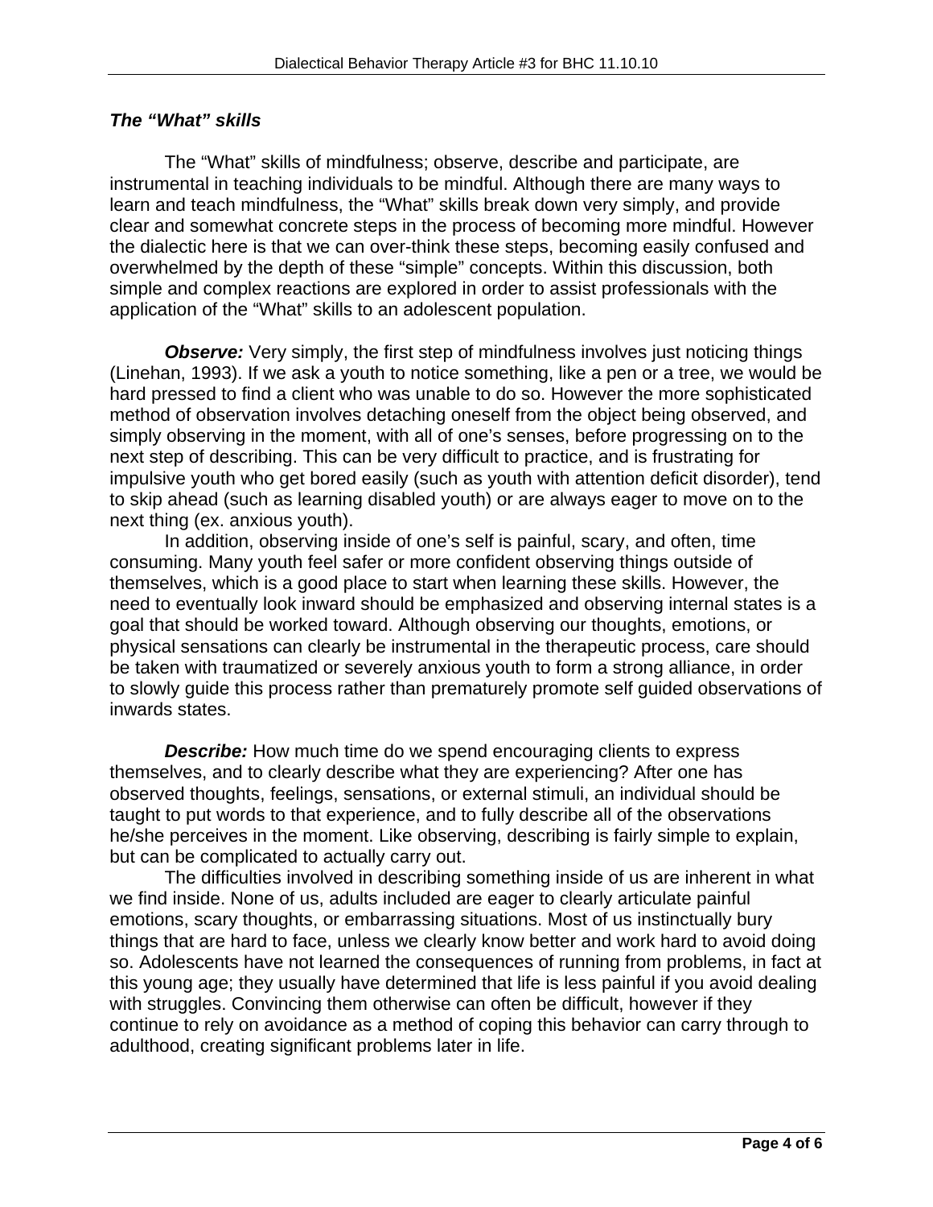### *The "What" skills*

The "What" skills of mindfulness; observe, describe and participate, are instrumental in teaching individuals to be mindful. Although there are many ways to learn and teach mindfulness, the "What" skills break down very simply, and provide clear and somewhat concrete steps in the process of becoming more mindful. However the dialectic here is that we can over-think these steps, becoming easily confused and overwhelmed by the depth of these "simple" concepts. Within this discussion, both simple and complex reactions are explored in order to assist professionals with the application of the "What" skills to an adolescent population.

***Observe:*** Very simply, the first step of mindfulness involves just noticing things (Linehan, 1993). If we ask a youth to notice something, like a pen or a tree, we would be hard pressed to find a client who was unable to do so. However the more sophisticated method of observation involves detaching oneself from the object being observed, and simply observing in the moment, with all of one's senses, before progressing on to the next step of describing. This can be very difficult to practice, and is frustrating for impulsive youth who get bored easily (such as youth with attention deficit disorder), tend to skip ahead (such as learning disabled youth) or are always eager to move on to the next thing (ex. anxious youth).

In addition, observing inside of one's self is painful, scary, and often, time consuming. Many youth feel safer or more confident observing things outside of themselves, which is a good place to start when learning these skills. However, the need to eventually look inward should be emphasized and observing internal states is a goal that should be worked toward. Although observing our thoughts, emotions, or physical sensations can clearly be instrumental in the therapeutic process, care should be taken with traumatized or severely anxious youth to form a strong alliance, in order to slowly guide this process rather than prematurely promote self guided observations of inwards states.

***Describe:*** How much time do we spend encouraging clients to express themselves, and to clearly describe what they are experiencing? After one has observed thoughts, feelings, sensations, or external stimuli, an individual should be taught to put words to that experience, and to fully describe all of the observations he/she perceives in the moment. Like observing, describing is fairly simple to explain, but can be complicated to actually carry out.

The difficulties involved in describing something inside of us are inherent in what we find inside. None of us, adults included are eager to clearly articulate painful emotions, scary thoughts, or embarrassing situations. Most of us instinctually bury things that are hard to face, unless we clearly know better and work hard to avoid doing so. Adolescents have not learned the consequences of running from problems, in fact at this young age; they usually have determined that life is less painful if you avoid dealing with struggles. Convincing them otherwise can often be difficult, however if they continue to rely on avoidance as a method of coping this behavior can carry through to adulthood, creating significant problems later in life.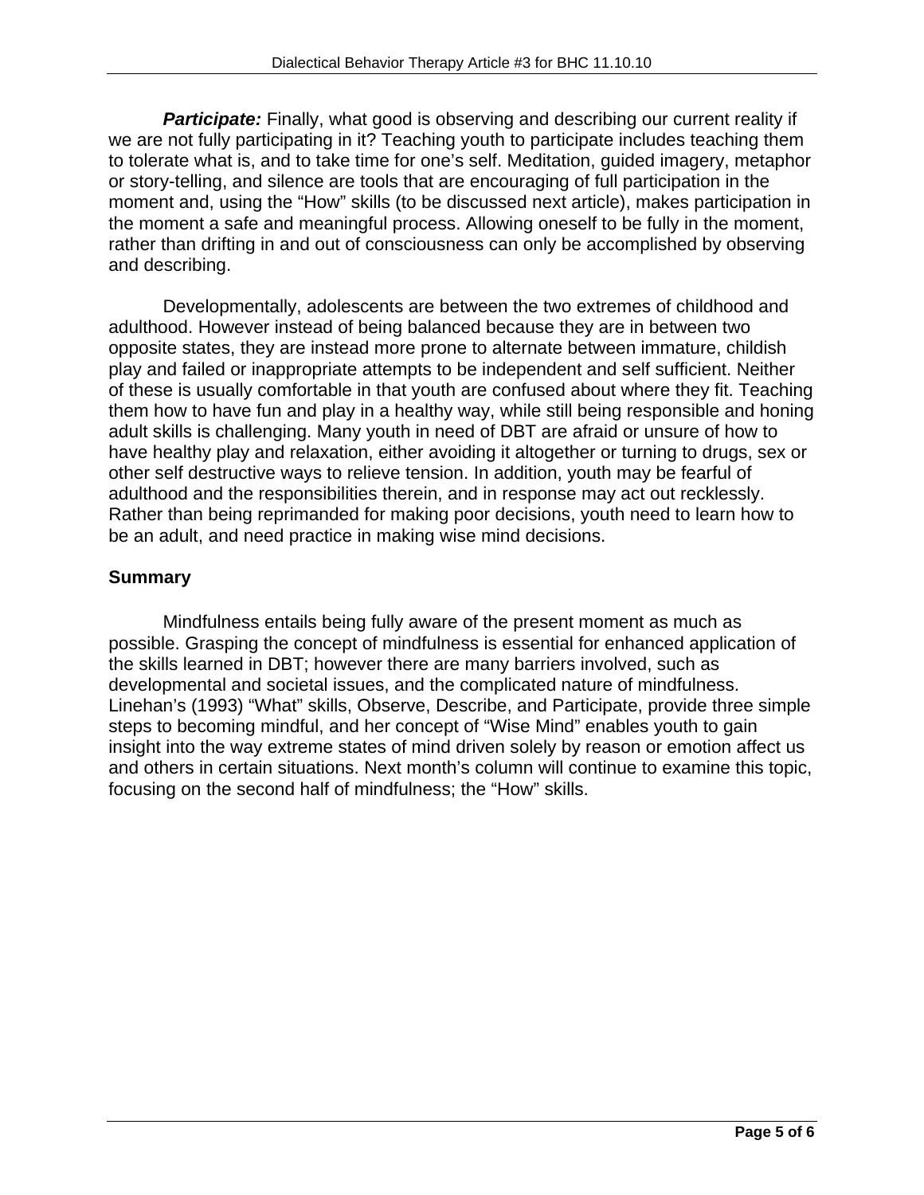***Participate:*** Finally, what good is observing and describing our current reality if we are not fully participating in it? Teaching youth to participate includes teaching them to tolerate what is, and to take time for one's self. Meditation, guided imagery, metaphor or story-telling, and silence are tools that are encouraging of full participation in the moment and, using the "How" skills (to be discussed next article), makes participation in the moment a safe and meaningful process. Allowing oneself to be fully in the moment, rather than drifting in and out of consciousness can only be accomplished by observing and describing.

Developmentally, adolescents are between the two extremes of childhood and adulthood. However instead of being balanced because they are in between two opposite states, they are instead more prone to alternate between immature, childish play and failed or inappropriate attempts to be independent and self sufficient. Neither of these is usually comfortable in that youth are confused about where they fit. Teaching them how to have fun and play in a healthy way, while still being responsible and honing adult skills is challenging. Many youth in need of DBT are afraid or unsure of how to have healthy play and relaxation, either avoiding it altogether or turning to drugs, sex or other self destructive ways to relieve tension. In addition, youth may be fearful of adulthood and the responsibilities therein, and in response may act out recklessly. Rather than being reprimanded for making poor decisions, youth need to learn how to be an adult, and need practice in making wise mind decisions.

## Summary

Mindfulness entails being fully aware of the present moment as much as possible. Grasping the concept of mindfulness is essential for enhanced application of the skills learned in DBT; however there are many barriers involved, such as developmental and societal issues, and the complicated nature of mindfulness. Linehan's (1993) "What" skills, Observe, Describe, and Participate, provide three simple steps to becoming mindful, and her concept of "Wise Mind" enables youth to gain insight into the way extreme states of mind driven solely by reason or emotion affect us and others in certain situations. Next month's column will continue to examine this topic, focusing on the second half of mindfulness; the "How" skills.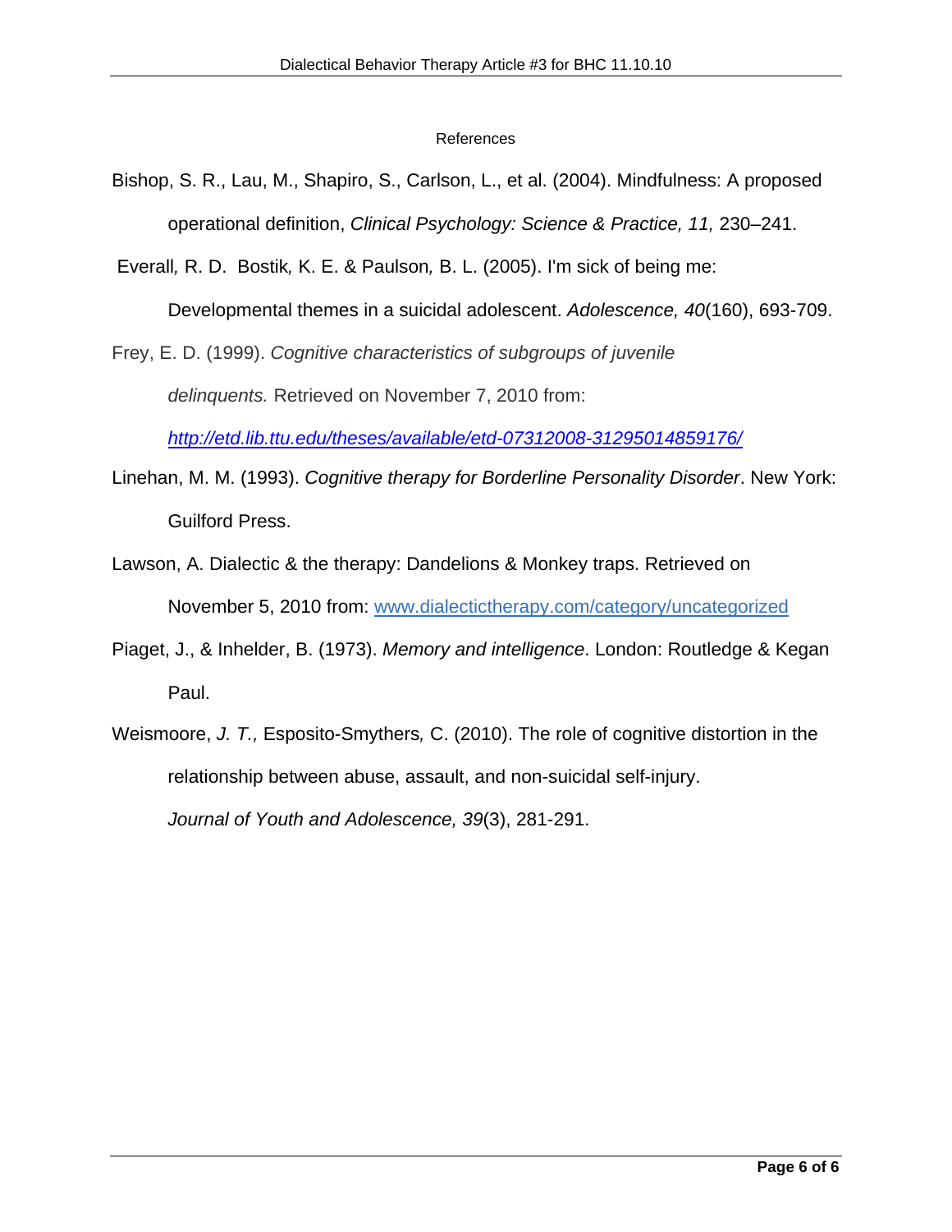References

Bishop, S. R., Lau, M., Shapiro, S., Carlson, L., et al. (2004). Mindfulness: A proposed operational definition, *Clinical Psychology: Science & Practice, 11,* 230–241.

Everall*,* R. D. Bostik*,* K. E. & Paulson*,* B. L. (2005). I'm sick of being me: Developmental themes in a suicidal adolescent. *Adolescence, 40*(160), 693-709.

Frey, E. D. (1999). *Cognitive characteristics of subgroups of juvenile delinquents.* Retrieved on November 7, 2010 from: *http://etd.lib.ttu.edu/theses/available/etd-07312008-31295014859176/*

Linehan, M. M. (1993). *Cognitive therapy for Borderline Personality Disorder*. New York: Guilford Press.

Lawson, A. Dialectic & the therapy: Dandelions & Monkey traps. Retrieved on November 5, 2010 from: www.dialectictherapy.com/category/uncategorized

Piaget, J., & Inhelder, B. (1973). *Memory and intelligence*. London: Routledge & Kegan Paul.

Weismoore, *J. T.,* Esposito-Smythers*,* C. (2010). The role of cognitive distortion in the relationship between abuse, assault, and non-suicidal self-injury. *Journal of Youth and Adolescence, 39*(3), 281-291.